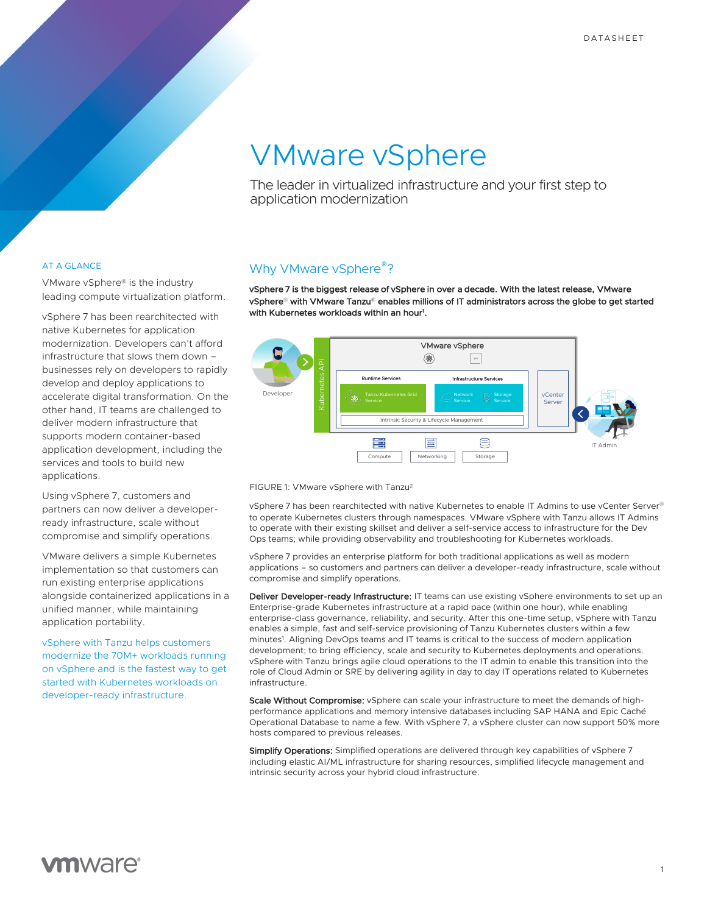DATASHEET

# VMware vSphere

The leader in virtualized infrastructure and your first step to application modernization

## AT A GLANCE

VMware vSphere® is the industry leading compute virtualization platform.

vSphere 7 has been rearchitected with native Kubernetes for application modernization. Developers can't afford infrastructure that slows them down – businesses rely on developers to rapidly develop and deploy applications to accelerate digital transformation. On the other hand, IT teams are challenged to deliver modern infrastructure that supports modern container-based application development, including the services and tools to build new applications.

Using vSphere 7, customers and partners can now deliver a developer-ready infrastructure, scale without compromise and simplify operations.

VMware delivers a simple Kubernetes implementation so that customers can run existing enterprise applications alongside containerized applications in a unified manner, while maintaining application portability.

vSphere with Tanzu helps customers modernize the 70M+ workloads running on vSphere and is the fastest way to get started with Kubernetes workloads on developer-ready infrastructure.

## Why VMware vSphere®?

**vSphere 7 is the biggest release of vSphere in over a decade. With the latest release, VMware vSphere® with VMware Tanzu® enables millions of IT administrators across the globe to get started with Kubernetes workloads within an hour[1].**

FIGURE 1: VMware vSphere with Tanzu[2]

vSphere 7 has been rearchitected with native Kubernetes to enable IT Admins to use vCenter Server® to operate Kubernetes clusters through namespaces. VMware vSphere with Tanzu allows IT Admins to operate with their existing skillset and deliver a self-service access to infrastructure for the Dev Ops teams; while providing observability and troubleshooting for Kubernetes workloads.

vSphere 7 provides an enterprise platform for both traditional applications as well as modern applications – so customers and partners can deliver a developer-ready infrastructure, scale without compromise and simplify operations.

**Deliver Developer-ready Infrastructure:** IT teams can use existing vSphere environments to set up an Enterprise-grade Kubernetes infrastructure at a rapid pace (within one hour), while enabling enterprise-class governance, reliability, and security. After this one-time setup, vSphere with Tanzu enables a simple, fast and self-service provisioning of Tanzu Kubernetes clusters within a few minutes[1]. Aligning DevOps teams and IT teams is critical to the success of modern application development; to bring efficiency, scale and security to Kubernetes deployments and operations. vSphere with Tanzu brings agile cloud operations to the IT admin to enable this transition into the role of Cloud Admin or SRE by delivering agility in day to day IT operations related to Kubernetes infrastructure.

**Scale Without Compromise:** vSphere can scale your infrastructure to meet the demands of high-performance applications and memory intensive databases including SAP HANA and Epic Caché Operational Database to name a few. With vSphere 7, a vSphere cluster can now support 50% more hosts compared to previous releases.

**Simplify Operations:** Simplified operations are delivered through key capabilities of vSphere 7 including elastic AI/ML infrastructure for sharing resources, simplified lifecycle management and intrinsic security across your hybrid cloud infrastructure.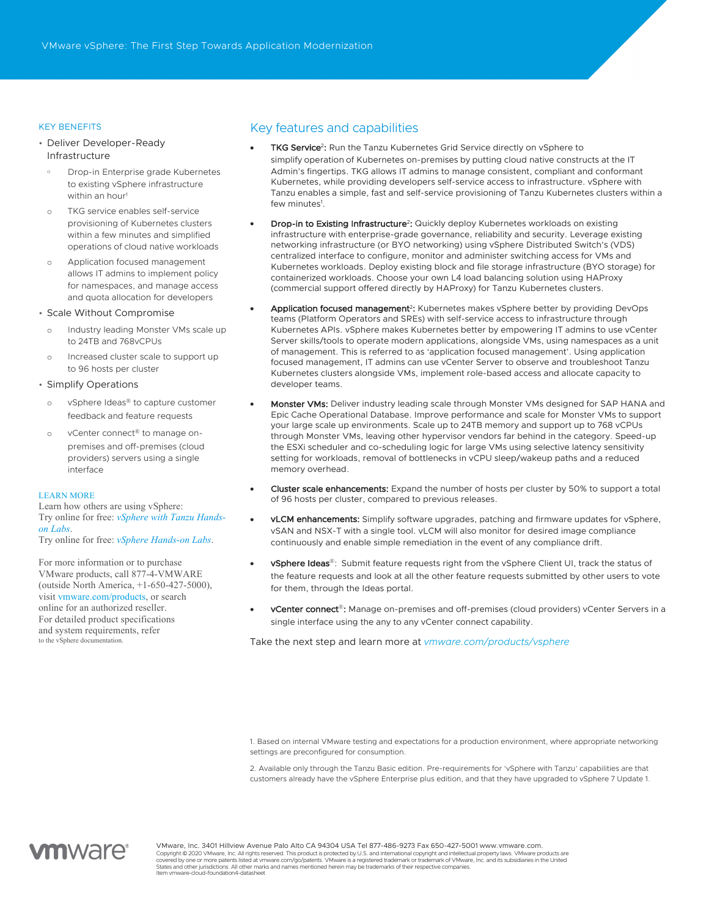KEY BENEFITS

- Deliver Developer-Ready Infrastructure
  - Drop-in Enterprise grade Kubernetes to existing vSphere infrastructure within an hour[1]
  - TKG service enables self-service provisioning of Kubernetes clusters within a few minutes and simplified operations of cloud native workloads
  - Application focused management allows IT admins to implement policy for namespaces, and manage access and quota allocation for developers
- Scale Without Compromise
  - Industry leading Monster VMs scale up to 24TB and 768vCPUs
  - Increased cluster scale to support up to 96 hosts per cluster
- Simplify Operations
  - vSphere Ideas® to capture customer feedback and feature requests
  - vCenter connect® to manage on-premises and off-premises (cloud providers) servers using a single interface

LEARN MORE

Learn how others are using vSphere:
Try online for free: *vSphere with Tanzu Hands-on Labs*.
Try online for free: *vSphere Hands-on Labs*.

For more information or to purchase VMware products, call 877-4-VMWARE (outside North America, +1-650-427-5000), visit vmware.com/products, or search online for an authorized reseller. For detailed product specifications and system requirements, refer to the vSphere documentation.

## Key features and capabilities

- **TKG Service**[2]**:** Run the Tanzu Kubernetes Grid Service directly on vSphere to simplify operation of Kubernetes on-premises by putting cloud native constructs at the IT Admin's fingertips. TKG allows IT admins to manage consistent, compliant and conformant Kubernetes, while providing developers self-service access to infrastructure. vSphere with Tanzu enables a simple, fast and self-service provisioning of Tanzu Kubernetes clusters within a few minutes[1].
- **Drop-in to Existing Infrastructure**[2]**:** Quickly deploy Kubernetes workloads on existing infrastructure with enterprise-grade governance, reliability and security. Leverage existing networking infrastructure (or BYO networking) using vSphere Distributed Switch's (VDS) centralized interface to configure, monitor and administer switching access for VMs and Kubernetes workloads. Deploy existing block and file storage infrastructure (BYO storage) for containerized workloads. Choose your own L4 load balancing solution using HAProxy (commercial support offered directly by HAProxy) for Tanzu Kubernetes clusters.
- **Application focused management**[2]**:** Kubernetes makes vSphere better by providing DevOps teams (Platform Operators and SREs) with self-service access to infrastructure through Kubernetes APIs. vSphere makes Kubernetes better by empowering IT admins to use vCenter Server skills/tools to operate modern applications, alongside VMs, using namespaces as a unit of management. This is referred to as 'application focused management'. Using application focused management, IT admins can use vCenter Server to observe and troubleshoot Tanzu Kubernetes clusters alongside VMs, implement role-based access and allocate capacity to developer teams.
- **Monster VMs:** Deliver industry leading scale through Monster VMs designed for SAP HANA and Epic Cache Operational Database. Improve performance and scale for Monster VMs to support your large scale up environments. Scale up to 24TB memory and support up to 768 vCPUs through Monster VMs, leaving other hypervisor vendors far behind in the category. Speed-up the ESXi scheduler and co-scheduling logic for large VMs using selective latency sensitivity setting for workloads, removal of bottlenecks in vCPU sleep/wakeup paths and a reduced memory overhead.
- **Cluster scale enhancements:** Expand the number of hosts per cluster by 50% to support a total of 96 hosts per cluster, compared to previous releases.
- **vLCM enhancements:** Simplify software upgrades, patching and firmware updates for vSphere, vSAN and NSX-T with a single tool. vLCM will also monitor for desired image compliance continuously and enable simple remediation in the event of any compliance drift.
- **vSphere Ideas**®**:** Submit feature requests right from the vSphere Client UI, track the status of the feature requests and look at all the other feature requests submitted by other users to vote for them, through the Ideas portal.
- **vCenter connect**®**:** Manage on-premises and off-premises (cloud providers) vCenter Servers in a single interface using the any to any vCenter connect capability.

Take the next step and learn more at *vmware.com/products/vsphere*

1. Based on internal VMware testing and expectations for a production environment, where appropriate networking settings are preconfigured for consumption.

2. Available only through the Tanzu Basic edition. Pre-requirements for 'vSphere with Tanzu' capabilities are that customers already have the vSphere Enterprise plus edition, and that they have upgraded to vSphere 7 Update 1.

VMware, Inc. 3401 Hillview Avenue Palo Alto CA 94304 USA Tel 877-486-9273 Fax 650-427-5001 www.vmware.com.
Copyright © 2020 VMware, Inc. All rights reserved. This product is protected by U.S. and international copyright and intellectual property laws. VMware products are covered by one or more patents listed at vmware.com/go/patents. VMware is a registered trademark or trademark of VMware, Inc. and its subsidiaries in the United States and other jurisdictions. All other marks and names mentioned herein may be trademarks of their respective companies.
Item vmware-cloud-foundation4-datasheet